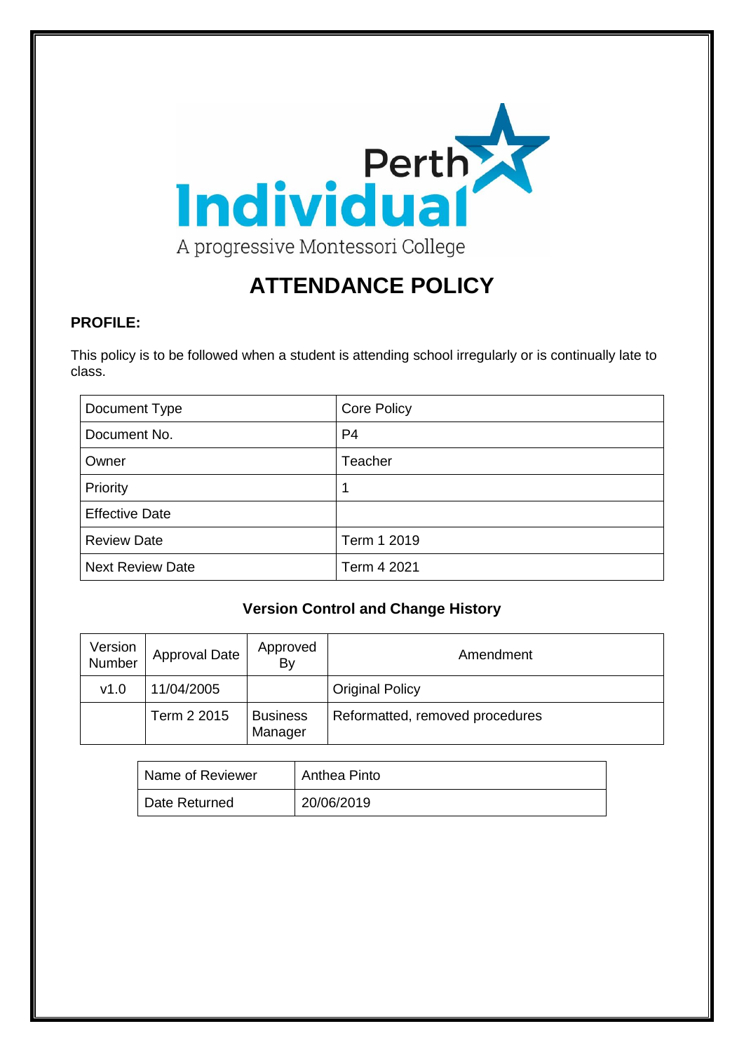Perth Individual

A progressive Montessori College

# ATTENDANCE POLICY

## PROFILE:

This policy is to be followed when a student is attending school irregularly or is continually late to class.

| Document Type | Core Policy |
|---|---|
| Document No. | P4 |
| Owner | Teacher |
| Priority | 1 |
| Effective Date | |
| Review Date | Term 1 2019 |
| Next Review Date | Term 4 2021 |

### Version Control and Change History

| Version Number | Approval Date | Approved By | Amendment |
|---|---|---|---|
| v1.0 | 11/04/2005 | | Original Policy |
| | Term 2 2015 | Business Manager | Reformatted, removed procedures |

| Name of Reviewer | Anthea Pinto |
|---|---|
| Date Returned | 20/06/2019 |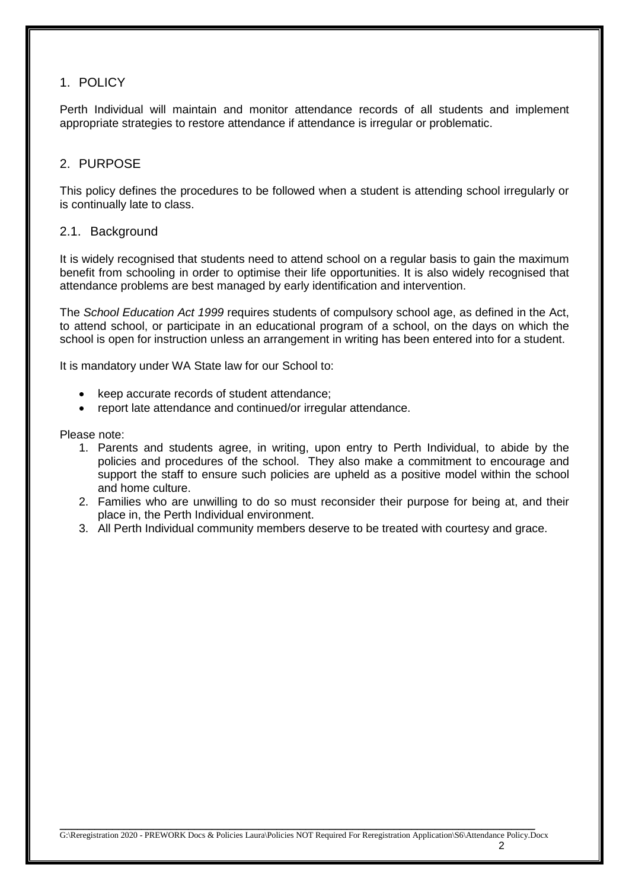## 1. POLICY

Perth Individual will maintain and monitor attendance records of all students and implement appropriate strategies to restore attendance if attendance is irregular or problematic.

## 2. PURPOSE

This policy defines the procedures to be followed when a student is attending school irregularly or is continually late to class.

### 2.1. Background

It is widely recognised that students need to attend school on a regular basis to gain the maximum benefit from schooling in order to optimise their life opportunities. It is also widely recognised that attendance problems are best managed by early identification and intervention.

The *School Education Act 1999* requires students of compulsory school age, as defined in the Act, to attend school, or participate in an educational program of a school, on the days on which the school is open for instruction unless an arrangement in writing has been entered into for a student.

It is mandatory under WA State law for our School to:

- keep accurate records of student attendance;
- report late attendance and continued/or irregular attendance.

Please note:

1. Parents and students agree, in writing, upon entry to Perth Individual, to abide by the policies and procedures of the school. They also make a commitment to encourage and support the staff to ensure such policies are upheld as a positive model within the school and home culture.
2. Families who are unwilling to do so must reconsider their purpose for being at, and their place in, the Perth Individual environment.
3. All Perth Individual community members deserve to be treated with courtesy and grace.